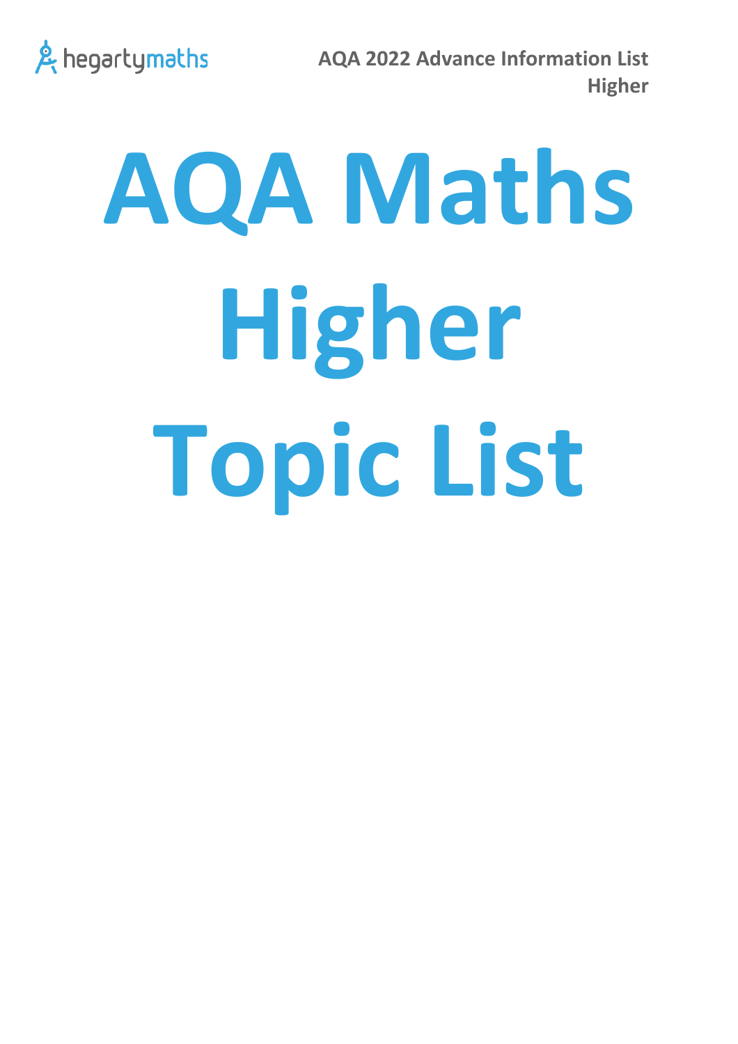hegartymaths

AQA 2022 Advance Information List
Higher

# AQA Maths Higher Topic List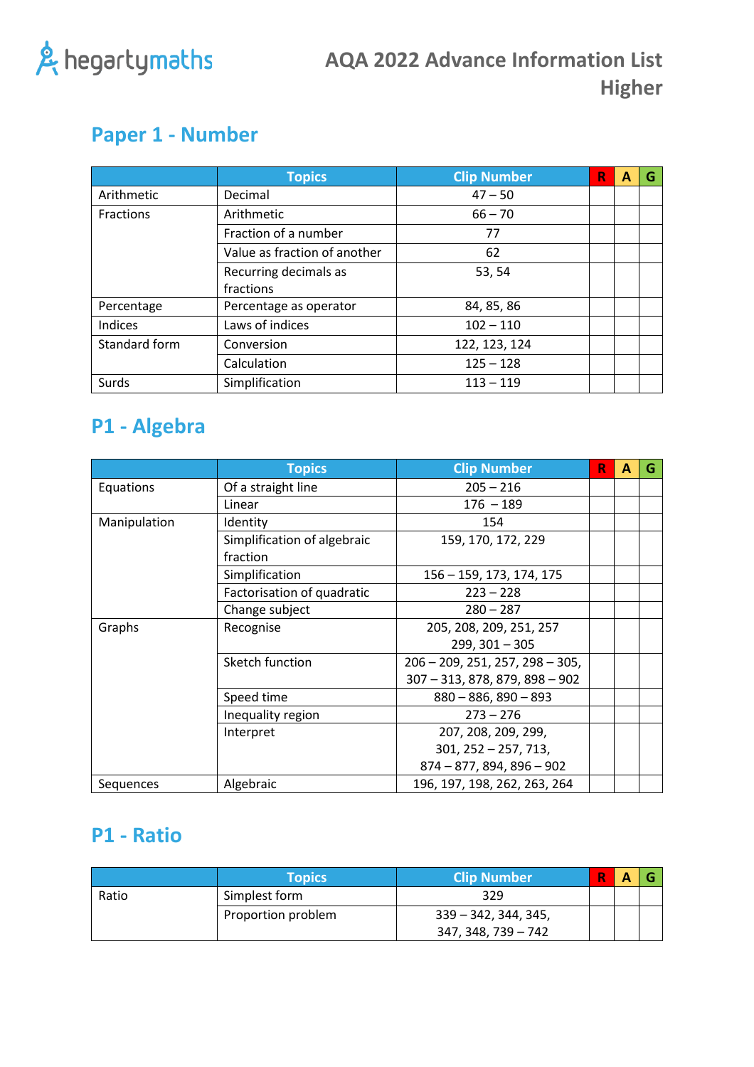hegartymaths

# AQA 2022 Advance Information List Higher

## Paper 1 - Number

| | Topics | Clip Number | R | A | G |
|---|---|---|---|---|---|
| Arithmetic | Decimal | 47 – 50 | | | |
| Fractions | Arithmetic | 66 – 70 | | | |
| | Fraction of a number | 77 | | | |
| | Value as fraction of another | 62 | | | |
| | Recurring decimals as fractions | 53, 54 | | | |
| Percentage | Percentage as operator | 84, 85, 86 | | | |
| Indices | Laws of indices | 102 – 110 | | | |
| Standard form | Conversion | 122, 123, 124 | | | |
| | Calculation | 125 – 128 | | | |
| Surds | Simplification | 113 – 119 | | | |

## P1 - Algebra

| | Topics | Clip Number | R | A | G |
|---|---|---|---|---|---|
| Equations | Of a straight line | 205 – 216 | | | |
| | Linear | 176 – 189 | | | |
| Manipulation | Identity | 154 | | | |
| | Simplification of algebraic fraction | 159, 170, 172, 229 | | | |
| | Simplification | 156 – 159, 173, 174, 175 | | | |
| | Factorisation of quadratic | 223 – 228 | | | |
| | Change subject | 280 – 287 | | | |
| Graphs | Recognise | 205, 208, 209, 251, 257 299, 301 – 305 | | | |
| | Sketch function | 206 – 209, 251, 257, 298 – 305, 307 – 313, 878, 879, 898 – 902 | | | |
| | Speed time | 880 – 886, 890 – 893 | | | |
| | Inequality region | 273 – 276 | | | |
| | Interpret | 207, 208, 209, 299, 301, 252 – 257, 713, 874 – 877, 894, 896 – 902 | | | |
| Sequences | Algebraic | 196, 197, 198, 262, 263, 264 | | | |

## P1 - Ratio

| | Topics | Clip Number | R | A | G |
|---|---|---|---|---|---|
| Ratio | Simplest form | 329 | | | |
| | Proportion problem | 339 – 342, 344, 345, 347, 348, 739 – 742 | | | |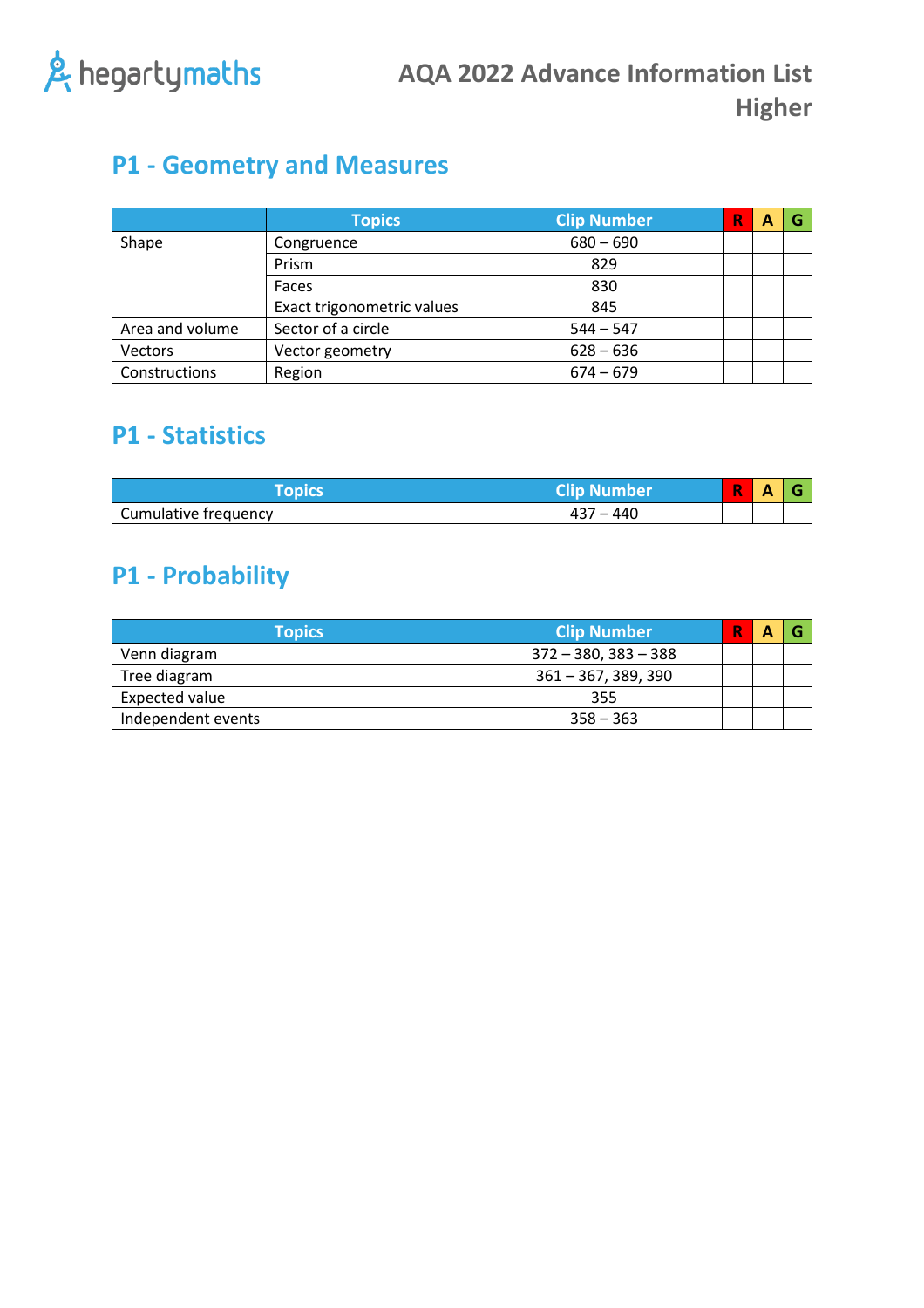hegartymaths

# AQA 2022 Advance Information List Higher

## P1 - Geometry and Measures

| | Topics | Clip Number | R | A | G |
|---|---|---|---|---|---|
| Shape | Congruence | 680 – 690 | | | |
| | Prism | 829 | | | |
| | Faces | 830 | | | |
| | Exact trigonometric values | 845 | | | |
| Area and volume | Sector of a circle | 544 – 547 | | | |
| Vectors | Vector geometry | 628 – 636 | | | |
| Constructions | Region | 674 – 679 | | | |

## P1 - Statistics

| Topics | Clip Number | R | A | G |
|---|---|---|---|---|
| Cumulative frequency | 437 – 440 | | | |

## P1 - Probability

| Topics | Clip Number | R | A | G |
|---|---|---|---|---|
| Venn diagram | 372 – 380, 383 – 388 | | | |
| Tree diagram | 361 – 367, 389, 390 | | | |
| Expected value | 355 | | | |
| Independent events | 358 – 363 | | | |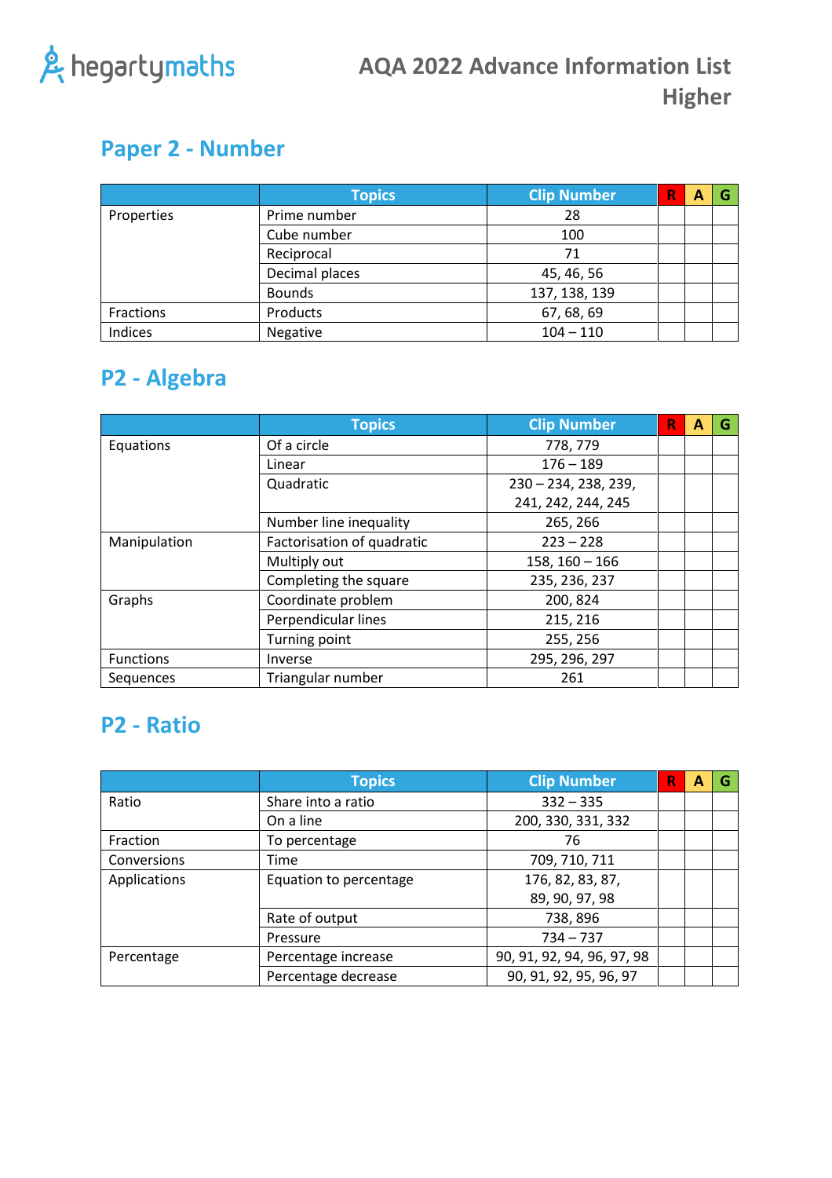hegartymaths

# AQA 2022 Advance Information List Higher

## Paper 2 - Number

| | Topics | Clip Number | R | A | G |
|---|---|---|---|---|---|
| Properties | Prime number | 28 | | | |
| | Cube number | 100 | | | |
| | Reciprocal | 71 | | | |
| | Decimal places | 45, 46, 56 | | | |
| | Bounds | 137, 138, 139 | | | |
| Fractions | Products | 67, 68, 69 | | | |
| Indices | Negative | 104 – 110 | | | |

## P2 - Algebra

| | Topics | Clip Number | R | A | G |
|---|---|---|---|---|---|
| Equations | Of a circle | 778, 779 | | | |
| | Linear | 176 – 189 | | | |
| | Quadratic | 230 – 234, 238, 239, 241, 242, 244, 245 | | | |
| | Number line inequality | 265, 266 | | | |
| Manipulation | Factorisation of quadratic | 223 – 228 | | | |
| | Multiply out | 158, 160 – 166 | | | |
| | Completing the square | 235, 236, 237 | | | |
| Graphs | Coordinate problem | 200, 824 | | | |
| | Perpendicular lines | 215, 216 | | | |
| | Turning point | 255, 256 | | | |
| Functions | Inverse | 295, 296, 297 | | | |
| Sequences | Triangular number | 261 | | | |

## P2 - Ratio

| | Topics | Clip Number | R | A | G |
|---|---|---|---|---|---|
| Ratio | Share into a ratio | 332 – 335 | | | |
| | On a line | 200, 330, 331, 332 | | | |
| Fraction | To percentage | 76 | | | |
| Conversions | Time | 709, 710, 711 | | | |
| Applications | Equation to percentage | 176, 82, 83, 87, 89, 90, 97, 98 | | | |
| | Rate of output | 738, 896 | | | |
| | Pressure | 734 – 737 | | | |
| Percentage | Percentage increase | 90, 91, 92, 94, 96, 97, 98 | | | |
| | Percentage decrease | 90, 91, 92, 95, 96, 97 | | | |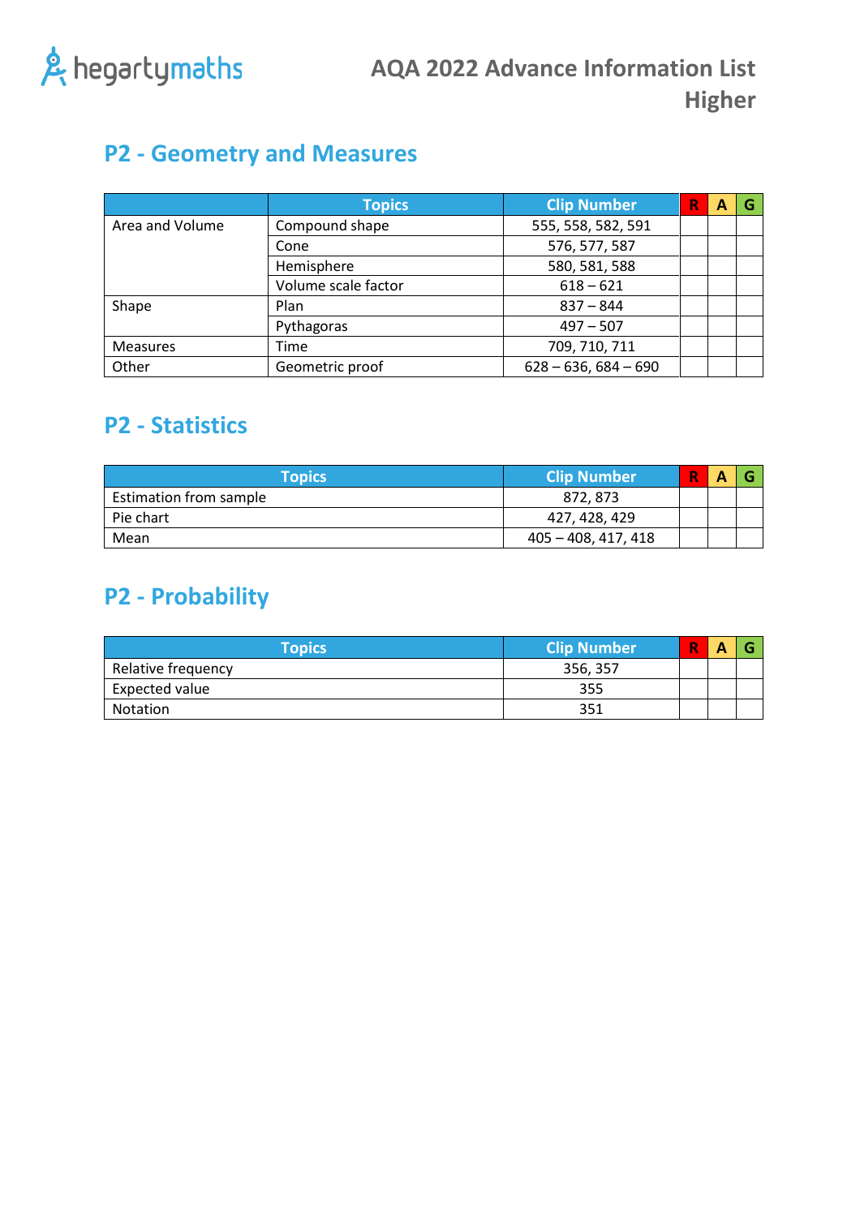# AQA 2022 Advance Information List Higher

## P2 - Geometry and Measures

| | Topics | Clip Number | R | A | G |
|---|---|---|---|---|---|
| Area and Volume | Compound shape | 555, 558, 582, 591 | | | |
| | Cone | 576, 577, 587 | | | |
| | Hemisphere | 580, 581, 588 | | | |
| | Volume scale factor | 618 – 621 | | | |
| Shape | Plan | 837 – 844 | | | |
| | Pythagoras | 497 – 507 | | | |
| Measures | Time | 709, 710, 711 | | | |
| Other | Geometric proof | 628 – 636, 684 – 690 | | | |

## P2 - Statistics

| Topics | Clip Number | R | A | G |
|---|---|---|---|---|
| Estimation from sample | 872, 873 | | | |
| Pie chart | 427, 428, 429 | | | |
| Mean | 405 – 408, 417, 418 | | | |

## P2 - Probability

| Topics | Clip Number | R | A | G |
|---|---|---|---|---|
| Relative frequency | 356, 357 | | | |
| Expected value | 355 | | | |
| Notation | 351 | | | |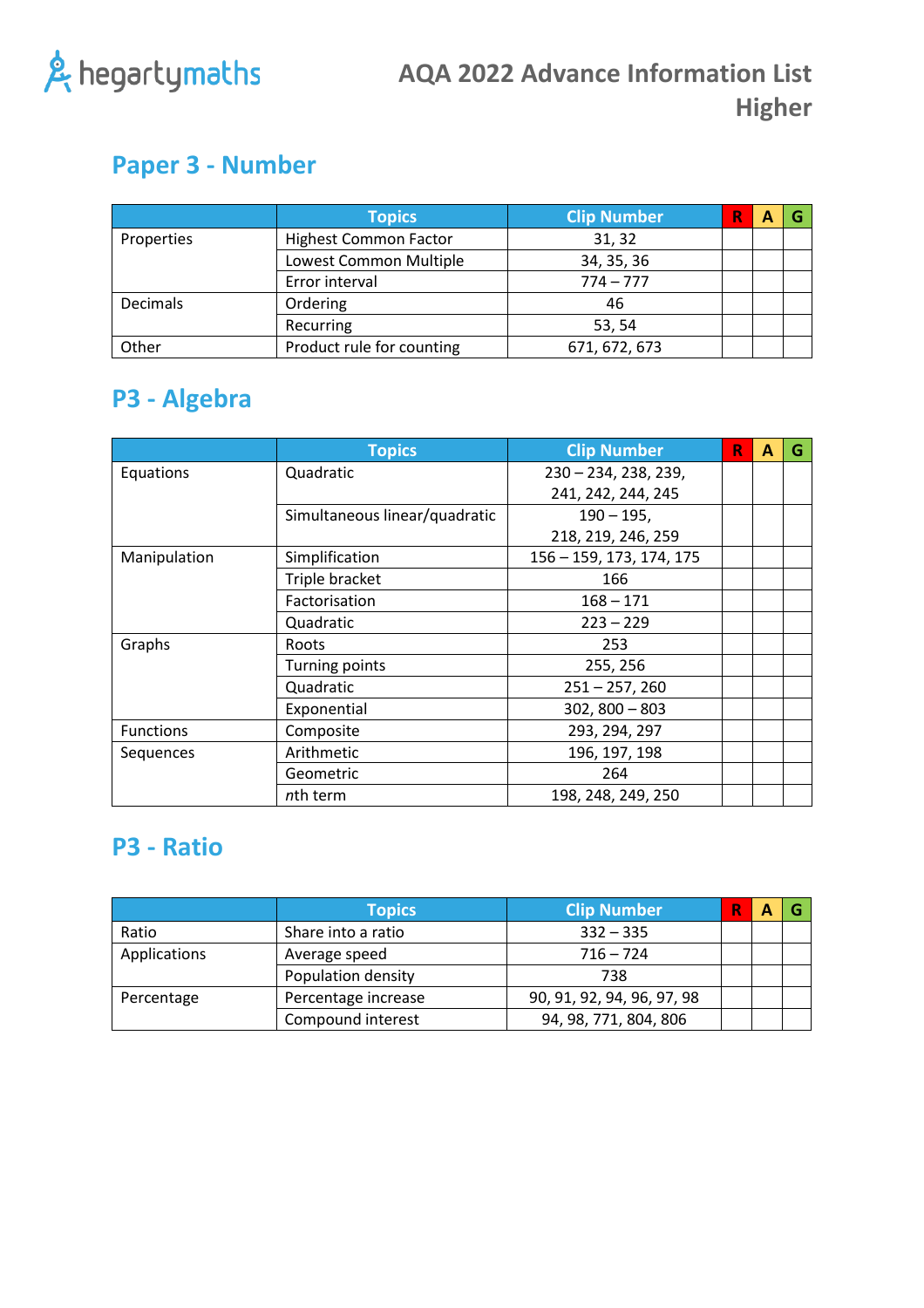hegartymaths

# AQA 2022 Advance Information List Higher

## Paper 3 - Number

| | Topics | Clip Number | R | A | G |
|---|---|---|---|---|---|
| Properties | Highest Common Factor | 31, 32 | | | |
| | Lowest Common Multiple | 34, 35, 36 | | | |
| | Error interval | 774 – 777 | | | |
| Decimals | Ordering | 46 | | | |
| | Recurring | 53, 54 | | | |
| Other | Product rule for counting | 671, 672, 673 | | | |

## P3 - Algebra

| | Topics | Clip Number | R | A | G |
|---|---|---|---|---|---|
| Equations | Quadratic | 230 – 234, 238, 239, 241, 242, 244, 245 | | | |
| | Simultaneous linear/quadratic | 190 – 195, 218, 219, 246, 259 | | | |
| Manipulation | Simplification | 156 – 159, 173, 174, 175 | | | |
| | Triple bracket | 166 | | | |
| | Factorisation | 168 – 171 | | | |
| | Quadratic | 223 – 229 | | | |
| Graphs | Roots | 253 | | | |
| | Turning points | 255, 256 | | | |
| | Quadratic | 251 – 257, 260 | | | |
| | Exponential | 302, 800 – 803 | | | |
| Functions | Composite | 293, 294, 297 | | | |
| Sequences | Arithmetic | 196, 197, 198 | | | |
| | Geometric | 264 | | | |
| | *n*th term | 198, 248, 249, 250 | | | |

## P3 - Ratio

| | Topics | Clip Number | R | A | G |
|---|---|---|---|---|---|
| Ratio | Share into a ratio | 332 – 335 | | | |
| Applications | Average speed | 716 – 724 | | | |
| | Population density | 738 | | | |
| Percentage | Percentage increase | 90, 91, 92, 94, 96, 97, 98 | | | |
| | Compound interest | 94, 98, 771, 804, 806 | | | |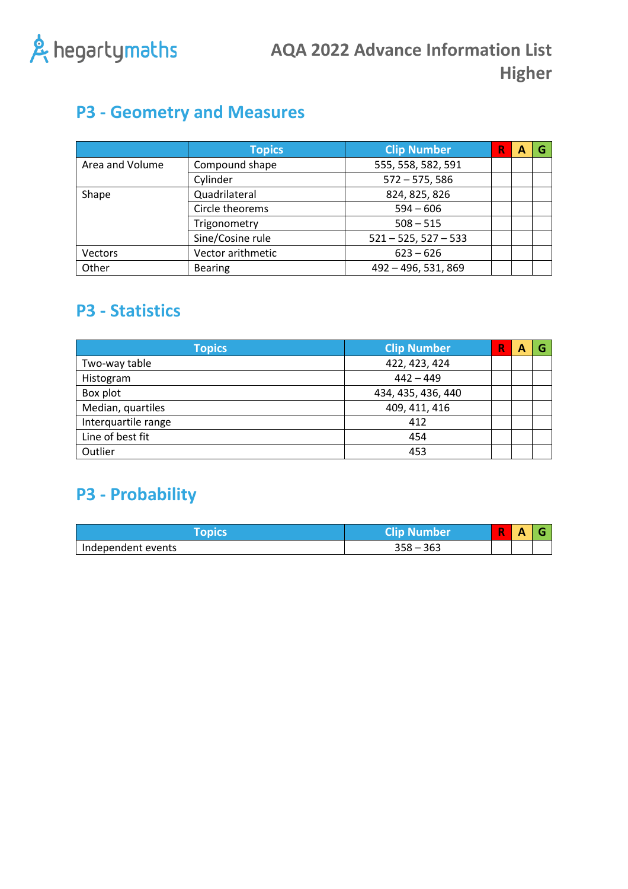hegartymaths

# AQA 2022 Advance Information List Higher

## P3 - Geometry and Measures

| | Topics | Clip Number | R | A | G |
|---|---|---|---|---|---|
| Area and Volume | Compound shape | 555, 558, 582, 591 | | | |
| | Cylinder | 572 – 575, 586 | | | |
| Shape | Quadrilateral | 824, 825, 826 | | | |
| | Circle theorems | 594 – 606 | | | |
| | Trigonometry | 508 – 515 | | | |
| | Sine/Cosine rule | 521 – 525, 527 – 533 | | | |
| Vectors | Vector arithmetic | 623 – 626 | | | |
| Other | Bearing | 492 – 496, 531, 869 | | | |

## P3 - Statistics

| Topics | Clip Number | R | A | G |
|---|---|---|---|---|
| Two-way table | 422, 423, 424 | | | |
| Histogram | 442 – 449 | | | |
| Box plot | 434, 435, 436, 440 | | | |
| Median, quartiles | 409, 411, 416 | | | |
| Interquartile range | 412 | | | |
| Line of best fit | 454 | | | |
| Outlier | 453 | | | |

## P3 - Probability

| Topics | Clip Number | R | A | G |
|---|---|---|---|---|
| Independent events | 358 – 363 | | | |